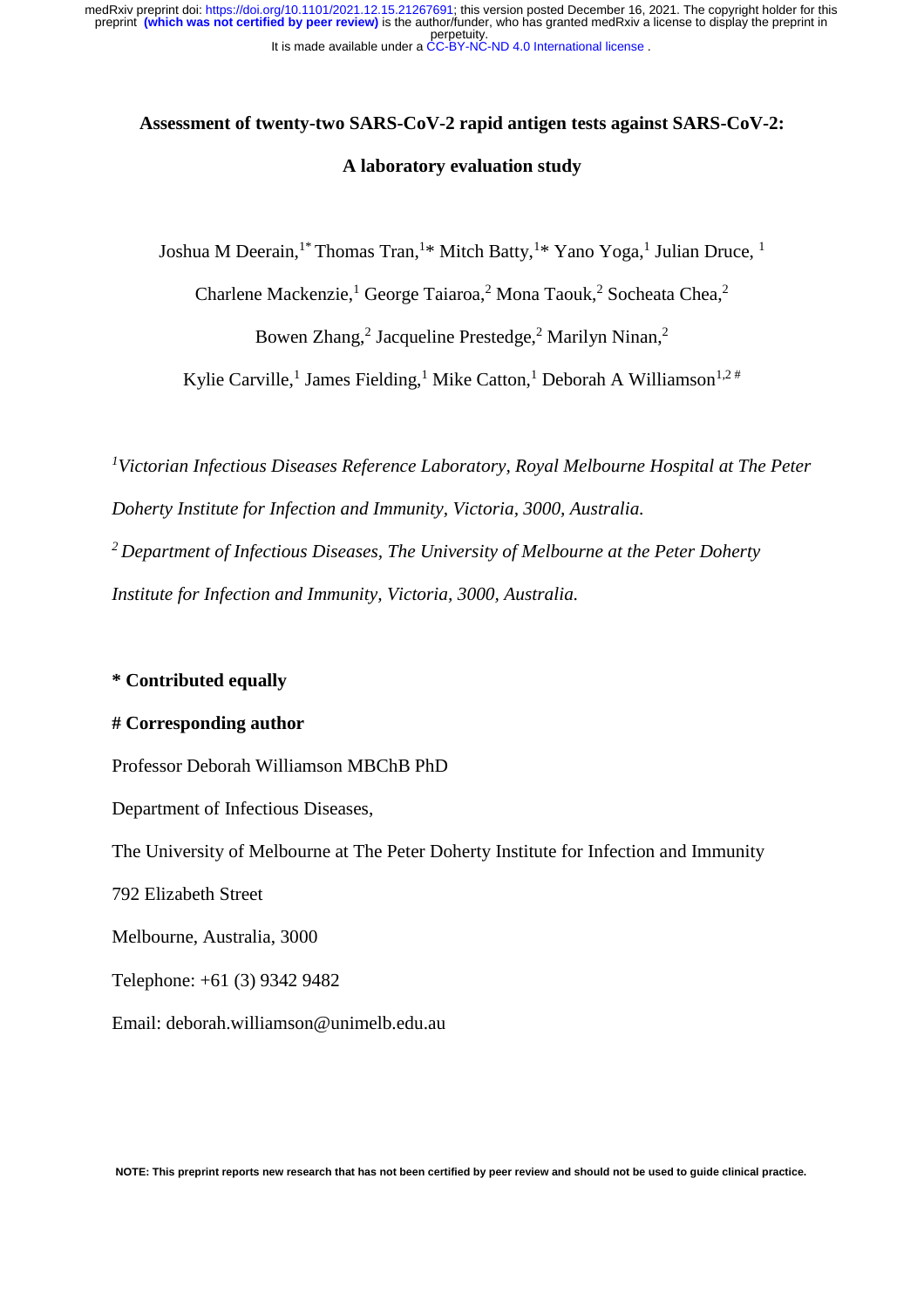# Assessment of twenty-two SARS-CoV-2 rapid antigen tests against SARS-CoV-2: A laboratory evaluation study

Joshua M Deerain,[1*] Thomas Tran,[1*] Mitch Batty,[1*] Yano Yoga,[1] Julian Druce,[1] Charlene Mackenzie,[1] George Taiaroa,[2] Mona Taouk,[2] Socheata Chea,[2] Bowen Zhang,[2] Jacqueline Prestedge,[2] Marilyn Ninan,[2] Kylie Carville,[1] James Fielding,[1] Mike Catton,[1] Deborah A Williamson[1,2 #]

*[1]Victorian Infectious Diseases Reference Laboratory, Royal Melbourne Hospital at The Peter Doherty Institute for Infection and Immunity, Victoria, 3000, Australia.*

*[2] Department of Infectious Diseases, The University of Melbourne at the Peter Doherty Institute for Infection and Immunity, Victoria, 3000, Australia.*

**\* Contributed equally**

**# Corresponding author**

Professor Deborah Williamson MBChB PhD

Department of Infectious Diseases,

The University of Melbourne at The Peter Doherty Institute for Infection and Immunity

792 Elizabeth Street

Melbourne, Australia, 3000

Telephone: +61 (3) 9342 9482

Email: deborah.williamson@unimelb.edu.au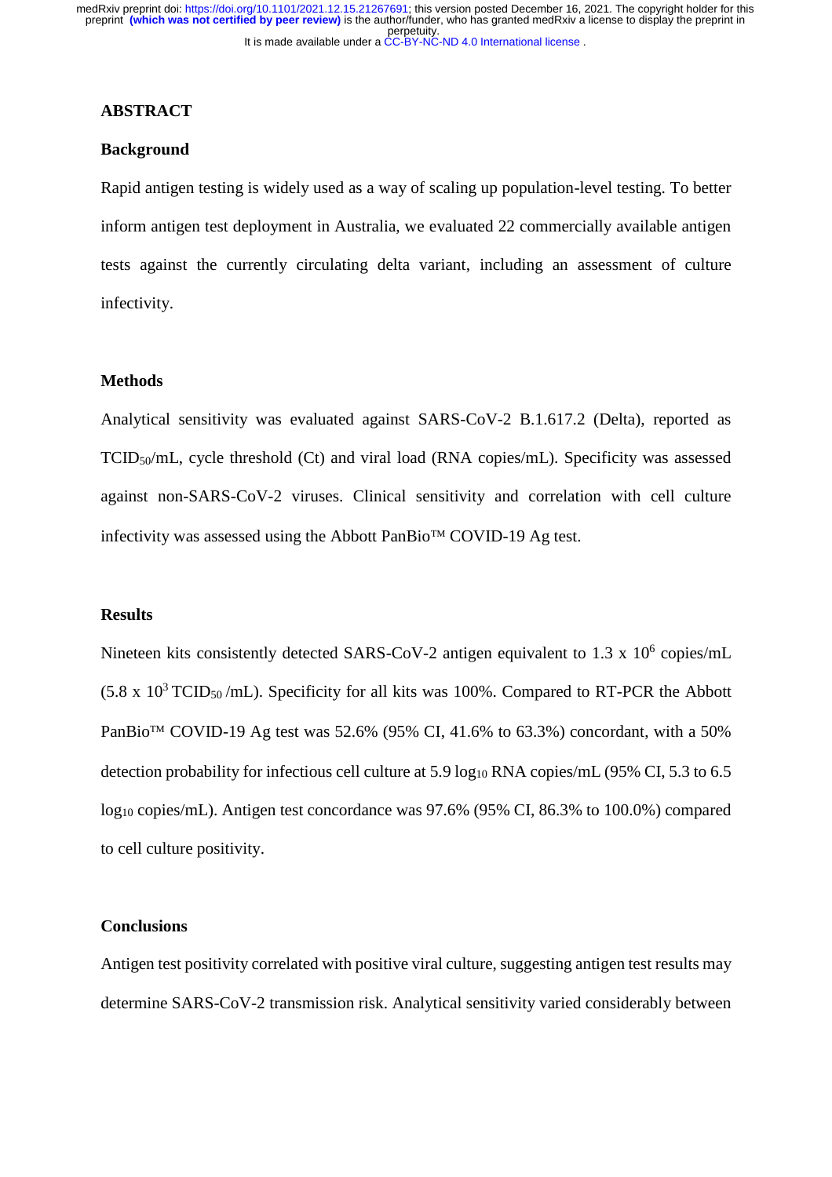## ABSTRACT

### Background

Rapid antigen testing is widely used as a way of scaling up population-level testing. To better inform antigen test deployment in Australia, we evaluated 22 commercially available antigen tests against the currently circulating delta variant, including an assessment of culture infectivity.

### Methods

Analytical sensitivity was evaluated against SARS-CoV-2 B.1.617.2 (Delta), reported as $TCID_{50}$/mL, cycle threshold (Ct) and viral load (RNA copies/mL). Specificity was assessed against non-SARS-CoV-2 viruses. Clinical sensitivity and correlation with cell culture infectivity was assessed using the Abbott PanBio™ COVID-19 Ag test.

### Results

Nineteen kits consistently detected SARS-CoV-2 antigen equivalent to $1.3 \times 10^6$ copies/mL ($5.8 \times 10^3$ $TCID_{50}$ /mL). Specificity for all kits was 100%. Compared to RT-PCR the Abbott PanBio™ COVID-19 Ag test was 52.6% (95% CI, 41.6% to 63.3%) concordant, with a 50% detection probability for infectious cell culture at 5.9 $\log_{10}$ RNA copies/mL (95% CI, 5.3 to 6.5 $\log_{10}$ copies/mL). Antigen test concordance was 97.6% (95% CI, 86.3% to 100.0%) compared to cell culture positivity.

### Conclusions

Antigen test positivity correlated with positive viral culture, suggesting antigen test results may determine SARS-CoV-2 transmission risk. Analytical sensitivity varied considerably between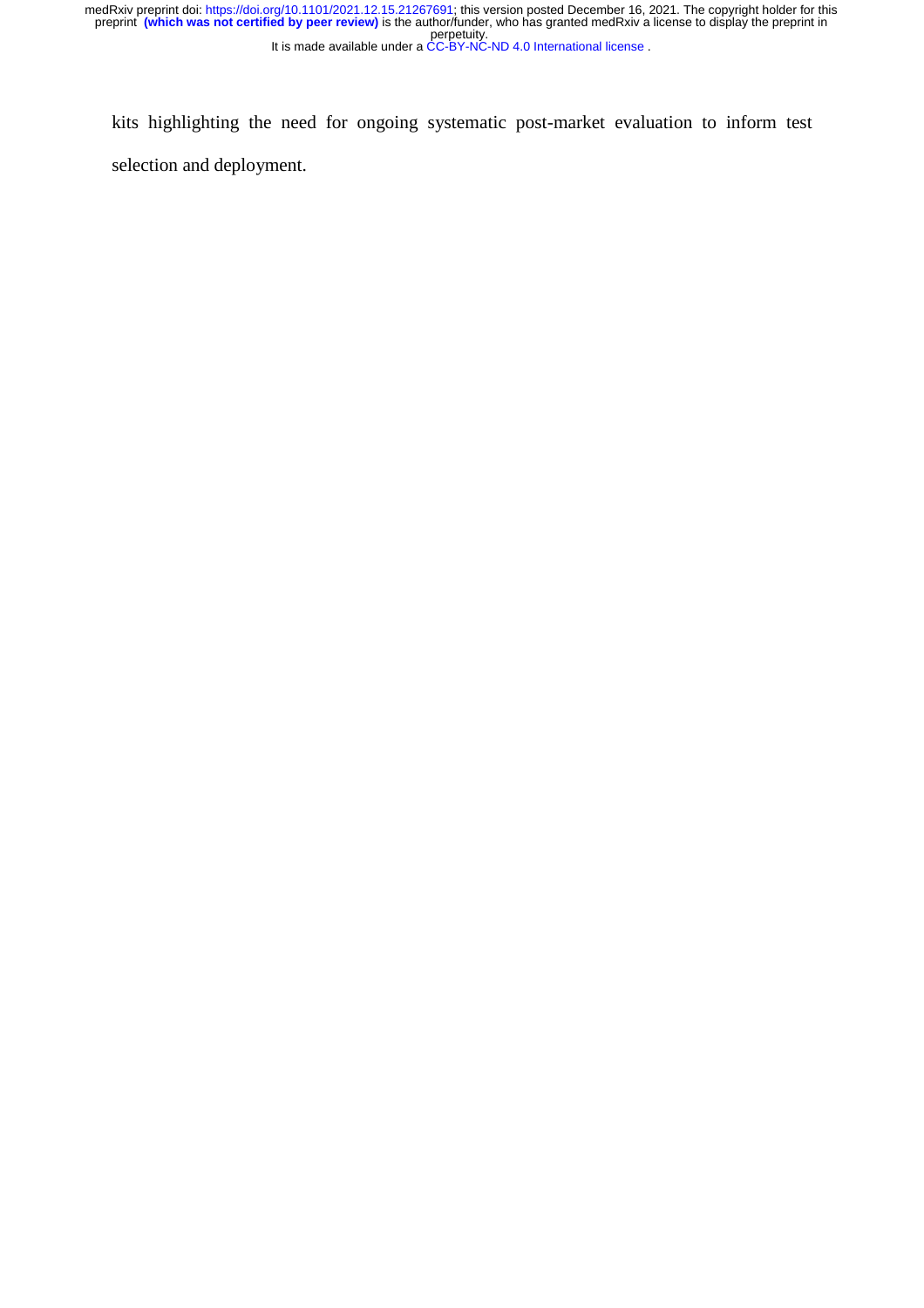kits highlighting the need for ongoing systematic post-market evaluation to inform test selection and deployment.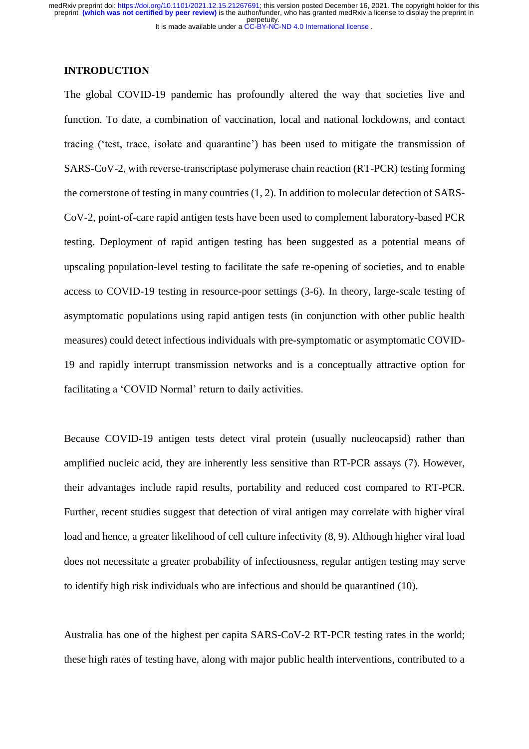## INTRODUCTION

The global COVID-19 pandemic has profoundly altered the way that societies live and function. To date, a combination of vaccination, local and national lockdowns, and contact tracing ('test, trace, isolate and quarantine') has been used to mitigate the transmission of SARS-CoV-2, with reverse-transcriptase polymerase chain reaction (RT-PCR) testing forming the cornerstone of testing in many countries (1, 2). In addition to molecular detection of SARS-CoV-2, point-of-care rapid antigen tests have been used to complement laboratory-based PCR testing. Deployment of rapid antigen testing has been suggested as a potential means of upscaling population-level testing to facilitate the safe re-opening of societies, and to enable access to COVID-19 testing in resource-poor settings (3-6). In theory, large-scale testing of asymptomatic populations using rapid antigen tests (in conjunction with other public health measures) could detect infectious individuals with pre-symptomatic or asymptomatic COVID-19 and rapidly interrupt transmission networks and is a conceptually attractive option for facilitating a 'COVID Normal' return to daily activities.

Because COVID-19 antigen tests detect viral protein (usually nucleocapsid) rather than amplified nucleic acid, they are inherently less sensitive than RT-PCR assays (7). However, their advantages include rapid results, portability and reduced cost compared to RT-PCR. Further, recent studies suggest that detection of viral antigen may correlate with higher viral load and hence, a greater likelihood of cell culture infectivity (8, 9). Although higher viral load does not necessitate a greater probability of infectiousness, regular antigen testing may serve to identify high risk individuals who are infectious and should be quarantined (10).

Australia has one of the highest per capita SARS-CoV-2 RT-PCR testing rates in the world; these high rates of testing have, along with major public health interventions, contributed to a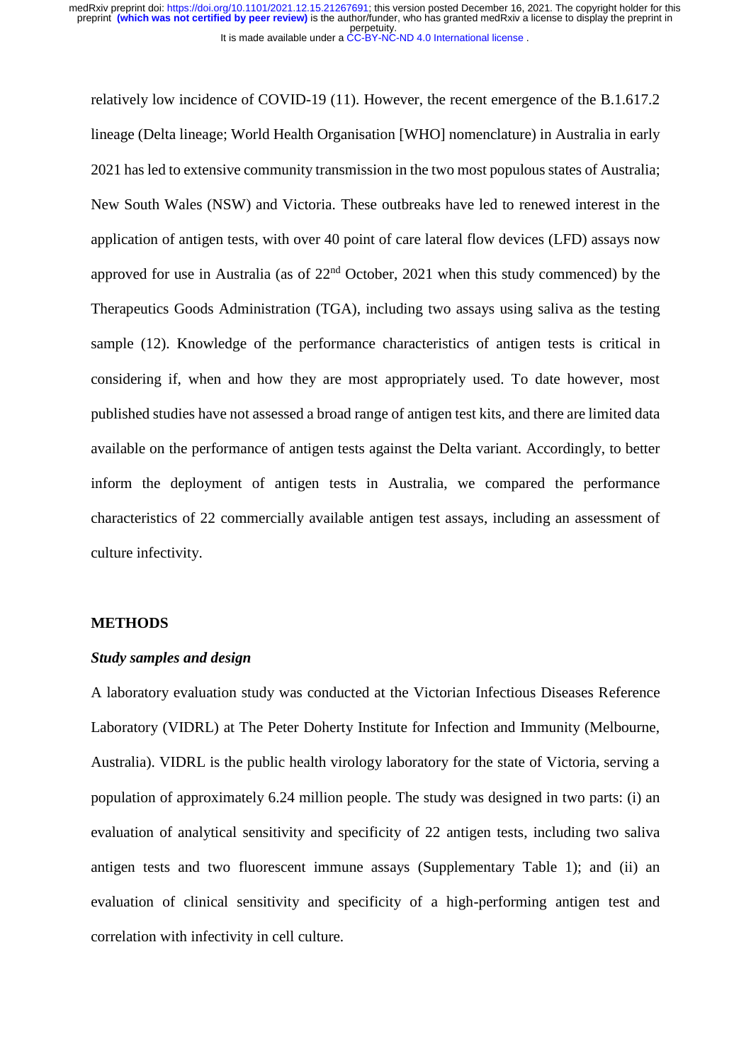relatively low incidence of COVID-19 (11). However, the recent emergence of the B.1.617.2 lineage (Delta lineage; World Health Organisation [WHO] nomenclature) in Australia in early 2021 has led to extensive community transmission in the two most populous states of Australia; New South Wales (NSW) and Victoria. These outbreaks have led to renewed interest in the application of antigen tests, with over 40 point of care lateral flow devices (LFD) assays now approved for use in Australia (as of 22nd October, 2021 when this study commenced) by the Therapeutics Goods Administration (TGA), including two assays using saliva as the testing sample (12). Knowledge of the performance characteristics of antigen tests is critical in considering if, when and how they are most appropriately used. To date however, most published studies have not assessed a broad range of antigen test kits, and there are limited data available on the performance of antigen tests against the Delta variant. Accordingly, to better inform the deployment of antigen tests in Australia, we compared the performance characteristics of 22 commercially available antigen test assays, including an assessment of culture infectivity.

## METHODS

### *Study samples and design*

A laboratory evaluation study was conducted at the Victorian Infectious Diseases Reference Laboratory (VIDRL) at The Peter Doherty Institute for Infection and Immunity (Melbourne, Australia). VIDRL is the public health virology laboratory for the state of Victoria, serving a population of approximately 6.24 million people. The study was designed in two parts: (i) an evaluation of analytical sensitivity and specificity of 22 antigen tests, including two saliva antigen tests and two fluorescent immune assays (Supplementary Table 1); and (ii) an evaluation of clinical sensitivity and specificity of a high-performing antigen test and correlation with infectivity in cell culture.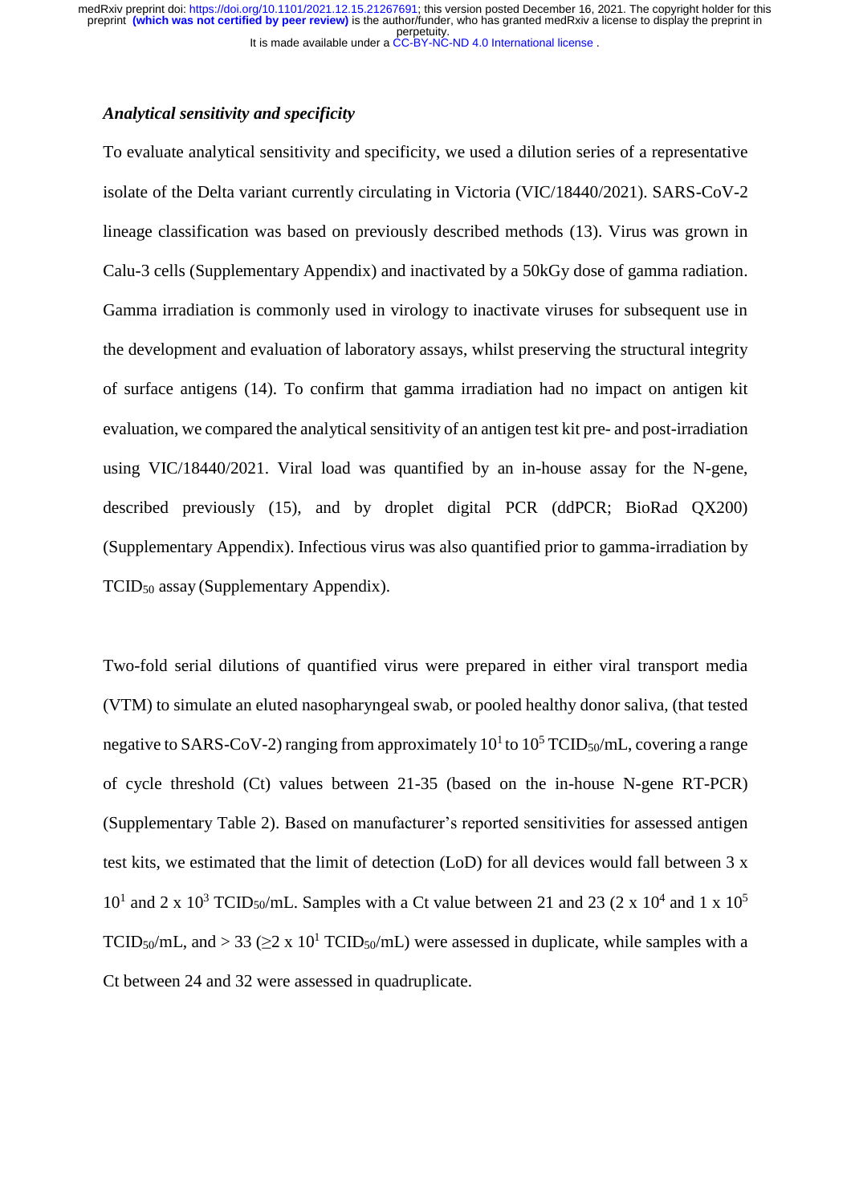### *Analytical sensitivity and specificity*

To evaluate analytical sensitivity and specificity, we used a dilution series of a representative isolate of the Delta variant currently circulating in Victoria (VIC/18440/2021). SARS-CoV-2 lineage classification was based on previously described methods (13). Virus was grown in Calu-3 cells (Supplementary Appendix) and inactivated by a 50kGy dose of gamma radiation. Gamma irradiation is commonly used in virology to inactivate viruses for subsequent use in the development and evaluation of laboratory assays, whilst preserving the structural integrity of surface antigens (14). To confirm that gamma irradiation had no impact on antigen kit evaluation, we compared the analytical sensitivity of an antigen test kit pre- and post-irradiation using VIC/18440/2021. Viral load was quantified by an in-house assay for the N-gene, described previously (15), and by droplet digital PCR (ddPCR; BioRad QX200) (Supplementary Appendix). Infectious virus was also quantified prior to gamma-irradiation by $TCID_{50}$ assay (Supplementary Appendix).

Two-fold serial dilutions of quantified virus were prepared in either viral transport media (VTM) to simulate an eluted nasopharyngeal swab, or pooled healthy donor saliva, (that tested negative to SARS-CoV-2) ranging from approximately $10^1$ to $10^5$ $TCID_{50}$/mL, covering a range of cycle threshold (Ct) values between 21-35 (based on the in-house N-gene RT-PCR) (Supplementary Table 2). Based on manufacturer's reported sensitivities for assessed antigen test kits, we estimated that the limit of detection (LoD) for all devices would fall between $3 \times 10^1$ and $2 \times 10^3$ $TCID_{50}$/mL. Samples with a Ct value between 21 and 23 ($2 \times 10^4$ and $1 \times 10^5$ $TCID_{50}$/mL, and > 33 ($\geq 2 \times 10^1$ $TCID_{50}$/mL) were assessed in duplicate, while samples with a Ct between 24 and 32 were assessed in quadruplicate.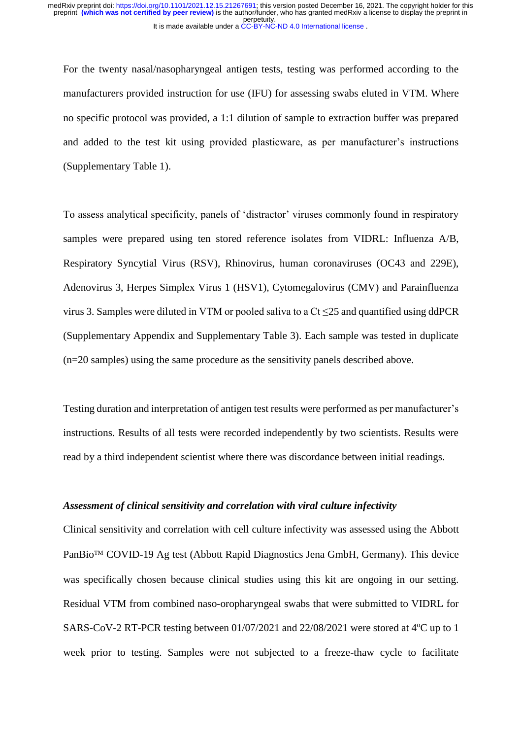For the twenty nasal/nasopharyngeal antigen tests, testing was performed according to the manufacturers provided instruction for use (IFU) for assessing swabs eluted in VTM. Where no specific protocol was provided, a 1:1 dilution of sample to extraction buffer was prepared and added to the test kit using provided plasticware, as per manufacturer's instructions (Supplementary Table 1).

To assess analytical specificity, panels of 'distractor' viruses commonly found in respiratory samples were prepared using ten stored reference isolates from VIDRL: Influenza A/B, Respiratory Syncytial Virus (RSV), Rhinovirus, human coronaviruses (OC43 and 229E), Adenovirus 3, Herpes Simplex Virus 1 (HSV1), Cytomegalovirus (CMV) and Parainfluenza virus 3. Samples were diluted in VTM or pooled saliva to a Ct $\leq$25 and quantified using ddPCR (Supplementary Appendix and Supplementary Table 3). Each sample was tested in duplicate (n=20 samples) using the same procedure as the sensitivity panels described above.

Testing duration and interpretation of antigen test results were performed as per manufacturer's instructions. Results of all tests were recorded independently by two scientists. Results were read by a third independent scientist where there was discordance between initial readings.

### *Assessment of clinical sensitivity and correlation with viral culture infectivity*

Clinical sensitivity and correlation with cell culture infectivity was assessed using the Abbott PanBio™ COVID-19 Ag test (Abbott Rapid Diagnostics Jena GmbH, Germany). This device was specifically chosen because clinical studies using this kit are ongoing in our setting. Residual VTM from combined naso-oropharyngeal swabs that were submitted to VIDRL for SARS-CoV-2 RT-PCR testing between 01/07/2021 and 22/08/2021 were stored at 4°C up to 1 week prior to testing. Samples were not subjected to a freeze-thaw cycle to facilitate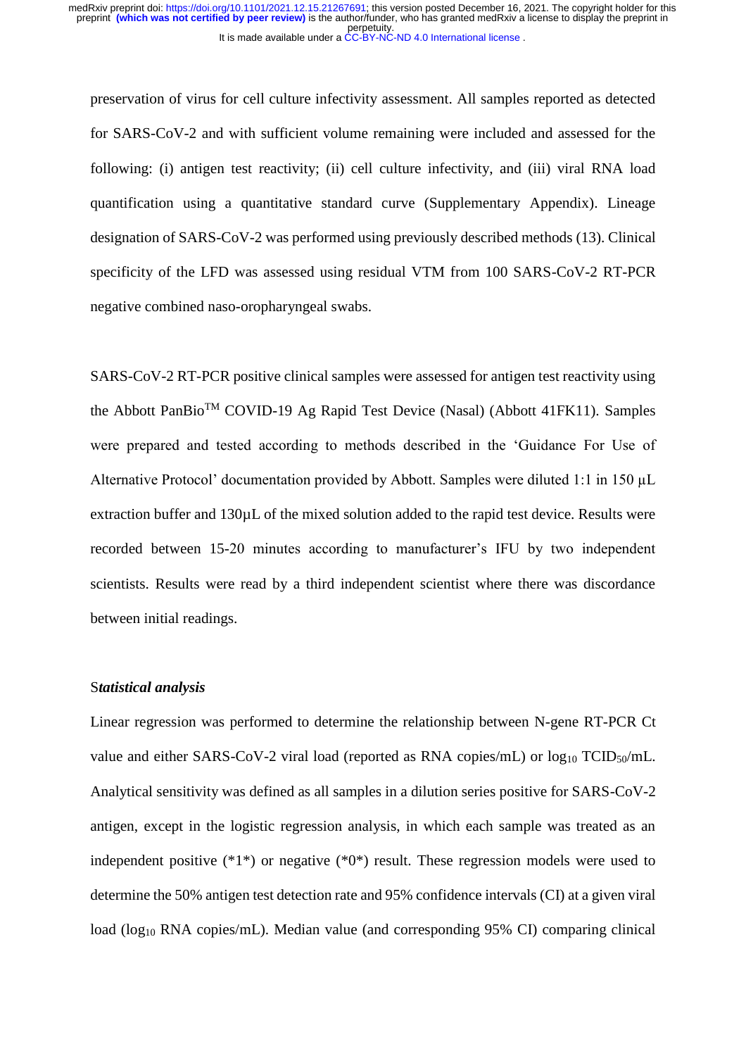preservation of virus for cell culture infectivity assessment. All samples reported as detected for SARS-CoV-2 and with sufficient volume remaining were included and assessed for the following: (i) antigen test reactivity; (ii) cell culture infectivity, and (iii) viral RNA load quantification using a quantitative standard curve (Supplementary Appendix). Lineage designation of SARS-CoV-2 was performed using previously described methods (13). Clinical specificity of the LFD was assessed using residual VTM from 100 SARS-CoV-2 RT-PCR negative combined naso-oropharyngeal swabs.

SARS-CoV-2 RT-PCR positive clinical samples were assessed for antigen test reactivity using the Abbott PanBio™ COVID-19 Ag Rapid Test Device (Nasal) (Abbott 41FK11). Samples were prepared and tested according to methods described in the 'Guidance For Use of Alternative Protocol' documentation provided by Abbott. Samples were diluted 1:1 in 150 µL extraction buffer and 130µL of the mixed solution added to the rapid test device. Results were recorded between 15-20 minutes according to manufacturer's IFU by two independent scientists. Results were read by a third independent scientist where there was discordance between initial readings.

### Statistical analysis

Linear regression was performed to determine the relationship between N-gene RT-PCR Ct value and either SARS-CoV-2 viral load (reported as RNA copies/mL) or $\log_{10}$ $TCID_{50}$/mL. Analytical sensitivity was defined as all samples in a dilution series positive for SARS-CoV-2 antigen, except in the logistic regression analysis, in which each sample was treated as an independent positive (*1*) or negative (*0*) result. These regression models were used to determine the 50% antigen test detection rate and 95% confidence intervals (CI) at a given viral load ($\log_{10}$ RNA copies/mL). Median value (and corresponding 95% CI) comparing clinical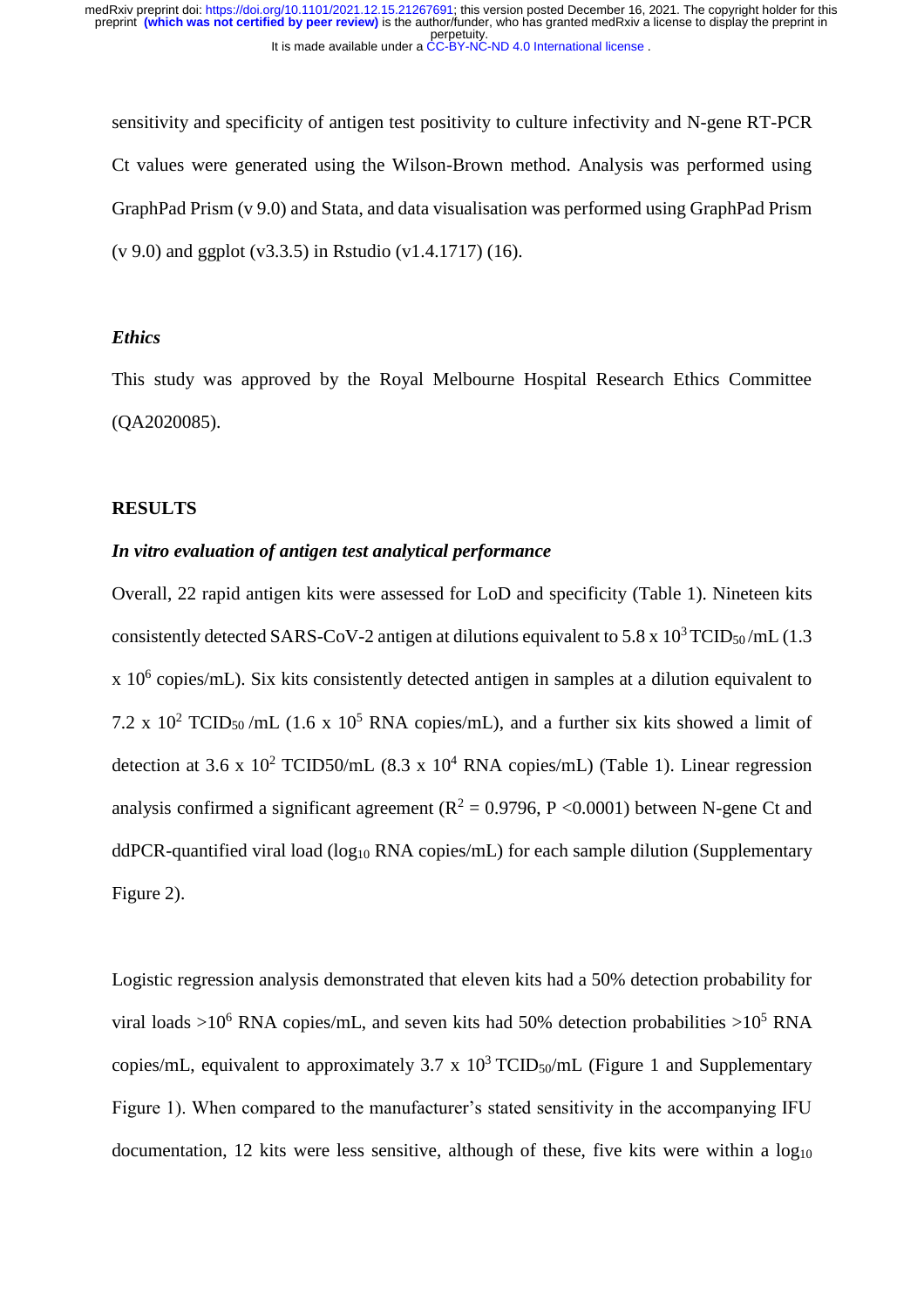sensitivity and specificity of antigen test positivity to culture infectivity and N-gene RT-PCR Ct values were generated using the Wilson-Brown method. Analysis was performed using GraphPad Prism (v 9.0) and Stata, and data visualisation was performed using GraphPad Prism (v 9.0) and ggplot (v3.3.5) in Rstudio (v1.4.1717) (16).

### *Ethics*

This study was approved by the Royal Melbourne Hospital Research Ethics Committee (QA2020085).

## RESULTS

### *In vitro evaluation of antigen test analytical performance*

Overall, 22 rapid antigen kits were assessed for LoD and specificity (Table 1). Nineteen kits consistently detected SARS-CoV-2 antigen at dilutions equivalent to 5.8 x $10^3$ $TCID_{50}$/mL (1.3 x $10^6$ copies/mL). Six kits consistently detected antigen in samples at a dilution equivalent to 7.2 x $10^2$ $TCID_{50}$/mL (1.6 x $10^5$ RNA copies/mL), and a further six kits showed a limit of detection at 3.6 x $10^2$ TCID50/mL (8.3 x $10^4$ RNA copies/mL) (Table 1). Linear regression analysis confirmed a significant agreement ($R^2 = 0.9796$, $P < 0.0001$) between N-gene Ct and ddPCR-quantified viral load ($log_{10}$ RNA copies/mL) for each sample dilution (Supplementary Figure 2).

Logistic regression analysis demonstrated that eleven kits had a 50% detection probability for viral loads >$10^6$ RNA copies/mL, and seven kits had 50% detection probabilities >$10^5$ RNA copies/mL, equivalent to approximately 3.7 x $10^3$ $TCID_{50}$/mL (Figure 1 and Supplementary Figure 1). When compared to the manufacturer's stated sensitivity in the accompanying IFU documentation, 12 kits were less sensitive, although of these, five kits were within a $log_{10}$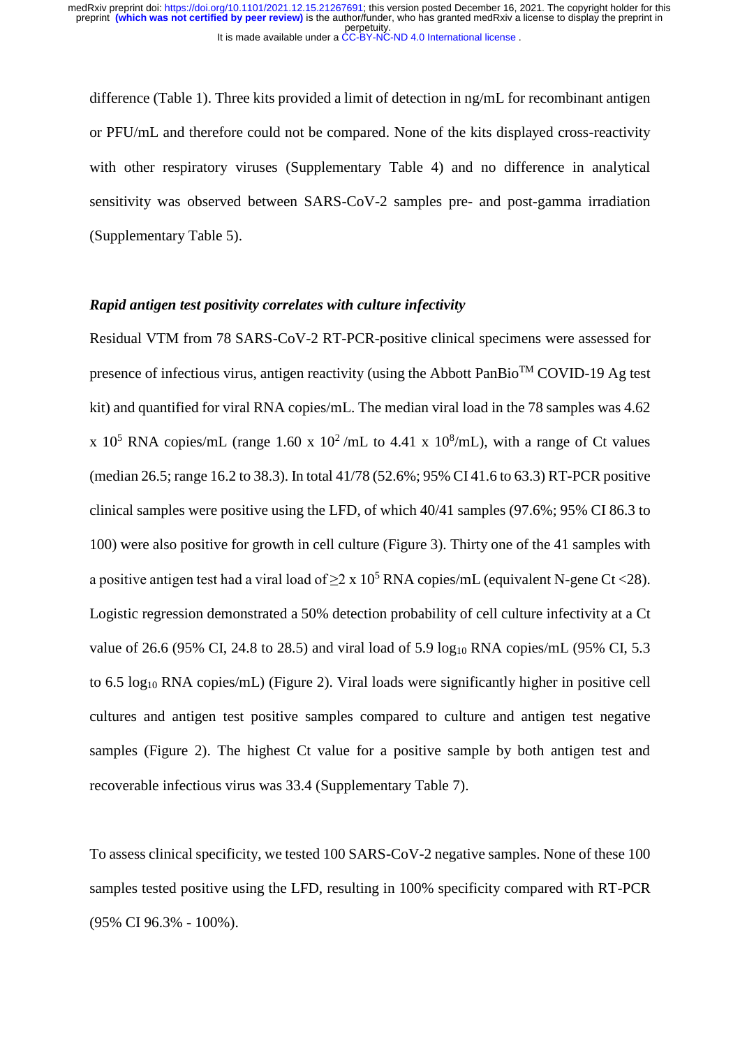difference (Table 1). Three kits provided a limit of detection in ng/mL for recombinant antigen or PFU/mL and therefore could not be compared. None of the kits displayed cross-reactivity with other respiratory viruses (Supplementary Table 4) and no difference in analytical sensitivity was observed between SARS-CoV-2 samples pre- and post-gamma irradiation (Supplementary Table 5).

***Rapid antigen test positivity correlates with culture infectivity***

Residual VTM from 78 SARS-CoV-2 RT-PCR-positive clinical specimens were assessed for presence of infectious virus, antigen reactivity (using the Abbott PanBio™ COVID-19 Ag test kit) and quantified for viral RNA copies/mL. The median viral load in the 78 samples was 4.62 x $10^5$ RNA copies/mL (range 1.60 x $10^2$ /mL to 4.41 x $10^8$/mL), with a range of Ct values (median 26.5; range 16.2 to 38.3). In total 41/78 (52.6%; 95% CI 41.6 to 63.3) RT-PCR positive clinical samples were positive using the LFD, of which 40/41 samples (97.6%; 95% CI 86.3 to 100) were also positive for growth in cell culture (Figure 3). Thirty one of the 41 samples with a positive antigen test had a viral load of $\geq$2 x $10^5$ RNA copies/mL (equivalent N-gene Ct <28). Logistic regression demonstrated a 50% detection probability of cell culture infectivity at a Ct value of 26.6 (95% CI, 24.8 to 28.5) and viral load of 5.9 $\log_{10}$ RNA copies/mL (95% CI, 5.3 to 6.5 $\log_{10}$ RNA copies/mL) (Figure 2). Viral loads were significantly higher in positive cell cultures and antigen test positive samples compared to culture and antigen test negative samples (Figure 2). The highest Ct value for a positive sample by both antigen test and recoverable infectious virus was 33.4 (Supplementary Table 7).

To assess clinical specificity, we tested 100 SARS-CoV-2 negative samples. None of these 100 samples tested positive using the LFD, resulting in 100% specificity compared with RT-PCR (95% CI 96.3% - 100%).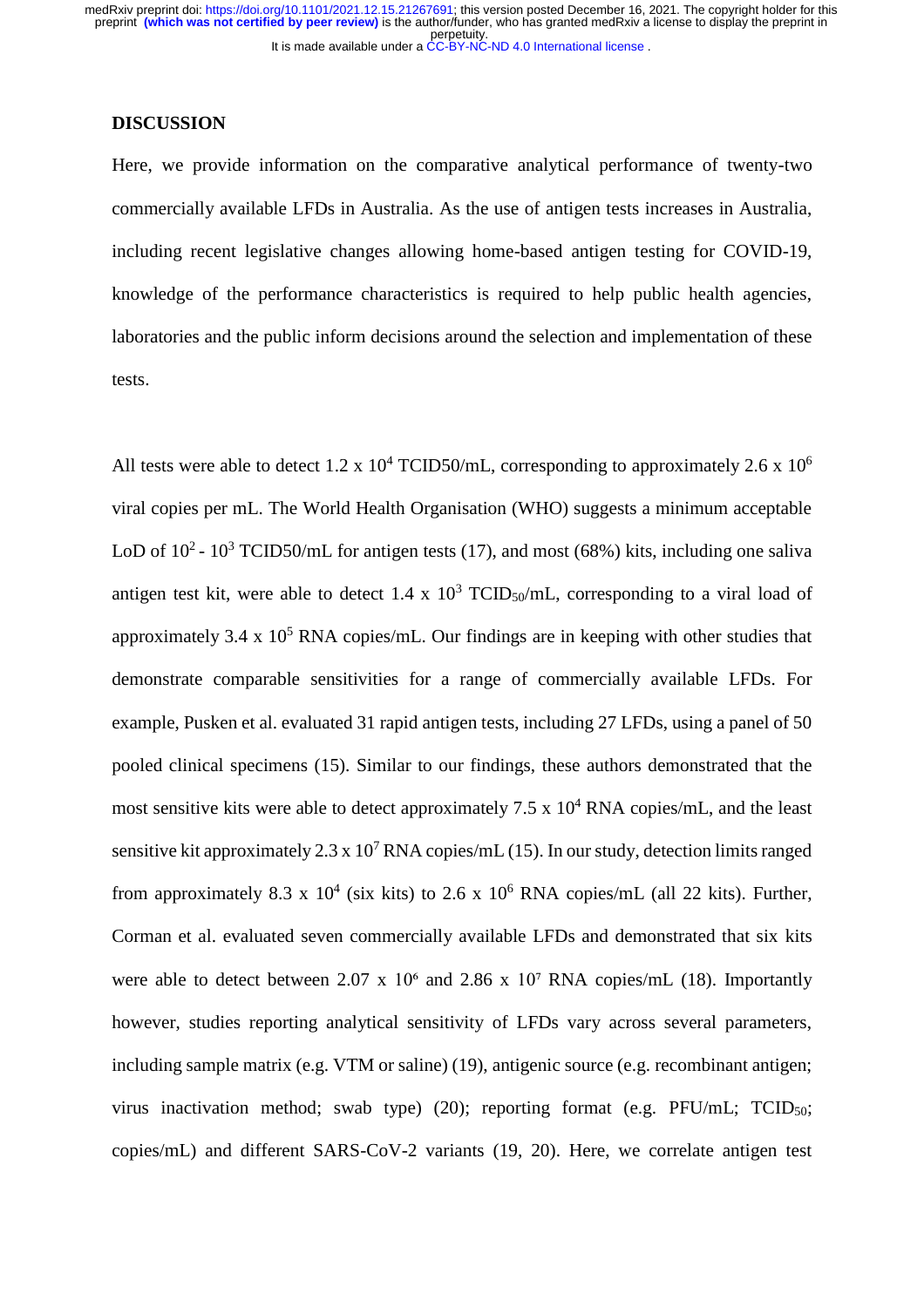## DISCUSSION

Here, we provide information on the comparative analytical performance of twenty-two commercially available LFDs in Australia. As the use of antigen tests increases in Australia, including recent legislative changes allowing home-based antigen testing for COVID-19, knowledge of the performance characteristics is required to help public health agencies, laboratories and the public inform decisions around the selection and implementation of these tests.

All tests were able to detect 1.2 x $10^4$ TCID50/mL, corresponding to approximately 2.6 x $10^6$ viral copies per mL. The World Health Organisation (WHO) suggests a minimum acceptable LoD of $10^2$ - $10^3$ TCID50/mL for antigen tests (17), and most (68%) kits, including one saliva antigen test kit, were able to detect 1.4 x $10^3$ $TCID_{50}$/mL, corresponding to a viral load of approximately 3.4 x $10^5$ RNA copies/mL. Our findings are in keeping with other studies that demonstrate comparable sensitivities for a range of commercially available LFDs. For example, Pusken et al. evaluated 31 rapid antigen tests, including 27 LFDs, using a panel of 50 pooled clinical specimens (15). Similar to our findings, these authors demonstrated that the most sensitive kits were able to detect approximately 7.5 x $10^4$ RNA copies/mL, and the least sensitive kit approximately 2.3 x $10^7$ RNA copies/mL (15). In our study, detection limits ranged from approximately 8.3 x $10^4$ (six kits) to 2.6 x $10^6$ RNA copies/mL (all 22 kits). Further, Corman et al. evaluated seven commercially available LFDs and demonstrated that six kits were able to detect between 2.07 x $10^6$ and 2.86 x $10^7$ RNA copies/mL (18). Importantly however, studies reporting analytical sensitivity of LFDs vary across several parameters, including sample matrix (e.g. VTM or saline) (19), antigenic source (e.g. recombinant antigen; virus inactivation method; swab type) (20); reporting format (e.g. PFU/mL; $TCID_{50}$; copies/mL) and different SARS-CoV-2 variants (19, 20). Here, we correlate antigen test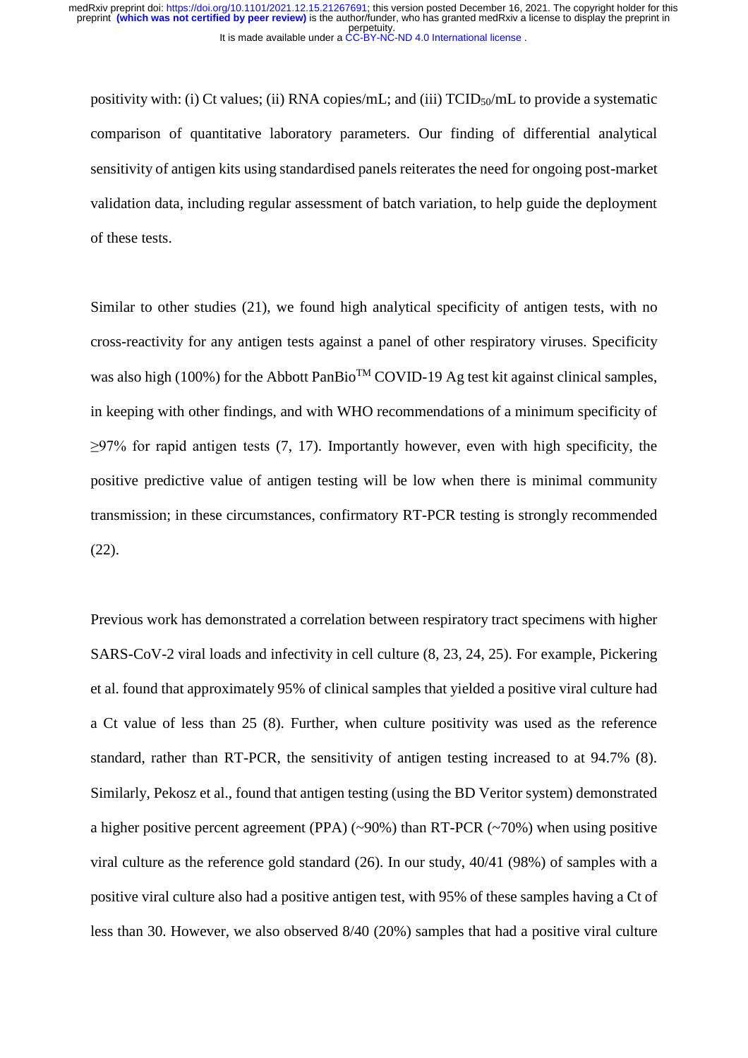positivity with: (i) Ct values; (ii) RNA copies/mL; and (iii) $TCID_{50}$/mL to provide a systematic comparison of quantitative laboratory parameters. Our finding of differential analytical sensitivity of antigen kits using standardised panels reiterates the need for ongoing post-market validation data, including regular assessment of batch variation, to help guide the deployment of these tests.

Similar to other studies (21), we found high analytical specificity of antigen tests, with no cross-reactivity for any antigen tests against a panel of other respiratory viruses. Specificity was also high (100%) for the Abbott PanBio™ COVID-19 Ag test kit against clinical samples, in keeping with other findings, and with WHO recommendations of a minimum specificity of ≥97% for rapid antigen tests (7, 17). Importantly however, even with high specificity, the positive predictive value of antigen testing will be low when there is minimal community transmission; in these circumstances, confirmatory RT-PCR testing is strongly recommended (22).

Previous work has demonstrated a correlation between respiratory tract specimens with higher SARS-CoV-2 viral loads and infectivity in cell culture (8, 23, 24, 25). For example, Pickering et al. found that approximately 95% of clinical samples that yielded a positive viral culture had a Ct value of less than 25 (8). Further, when culture positivity was used as the reference standard, rather than RT-PCR, the sensitivity of antigen testing increased to at 94.7% (8). Similarly, Pekosz et al., found that antigen testing (using the BD Veritor system) demonstrated a higher positive percent agreement (PPA) (~90%) than RT-PCR (~70%) when using positive viral culture as the reference gold standard (26). In our study, 40/41 (98%) of samples with a positive viral culture also had a positive antigen test, with 95% of these samples having a Ct of less than 30. However, we also observed 8/40 (20%) samples that had a positive viral culture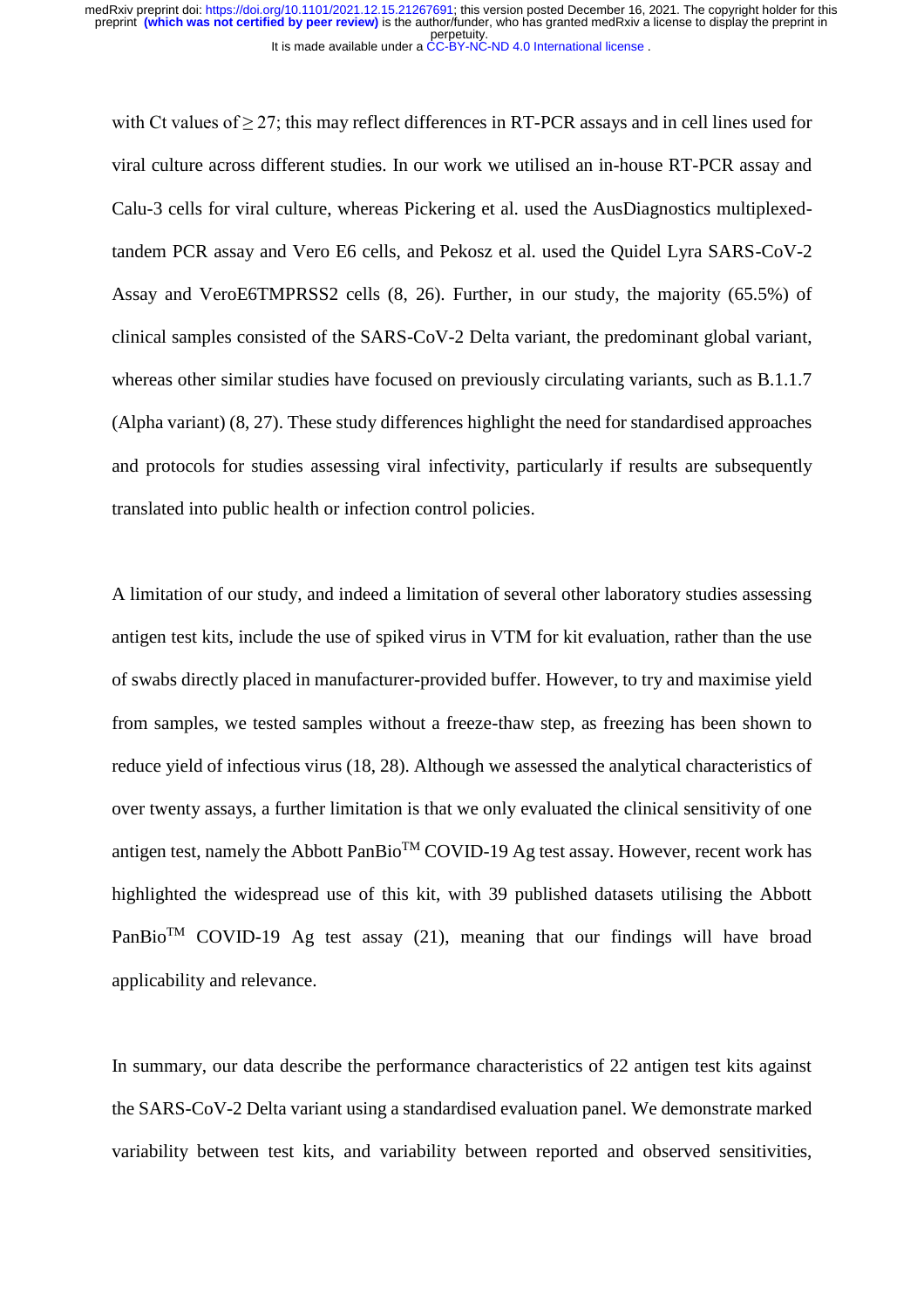with Ct values of ≥ 27; this may reflect differences in RT-PCR assays and in cell lines used for viral culture across different studies. In our work we utilised an in-house RT-PCR assay and Calu-3 cells for viral culture, whereas Pickering et al. used the AusDiagnostics multiplexed-tandem PCR assay and Vero E6 cells, and Pekosz et al. used the Quidel Lyra SARS-CoV-2 Assay and VeroE6TMPRSS2 cells (8, 26). Further, in our study, the majority (65.5%) of clinical samples consisted of the SARS-CoV-2 Delta variant, the predominant global variant, whereas other similar studies have focused on previously circulating variants, such as B.1.1.7 (Alpha variant) (8, 27). These study differences highlight the need for standardised approaches and protocols for studies assessing viral infectivity, particularly if results are subsequently translated into public health or infection control policies.

A limitation of our study, and indeed a limitation of several other laboratory studies assessing antigen test kits, include the use of spiked virus in VTM for kit evaluation, rather than the use of swabs directly placed in manufacturer-provided buffer. However, to try and maximise yield from samples, we tested samples without a freeze-thaw step, as freezing has been shown to reduce yield of infectious virus (18, 28). Although we assessed the analytical characteristics of over twenty assays, a further limitation is that we only evaluated the clinical sensitivity of one antigen test, namely the Abbott PanBio™ COVID-19 Ag test assay. However, recent work has highlighted the widespread use of this kit, with 39 published datasets utilising the Abbott PanBio™ COVID-19 Ag test assay (21), meaning that our findings will have broad applicability and relevance.

In summary, our data describe the performance characteristics of 22 antigen test kits against the SARS-CoV-2 Delta variant using a standardised evaluation panel. We demonstrate marked variability between test kits, and variability between reported and observed sensitivities,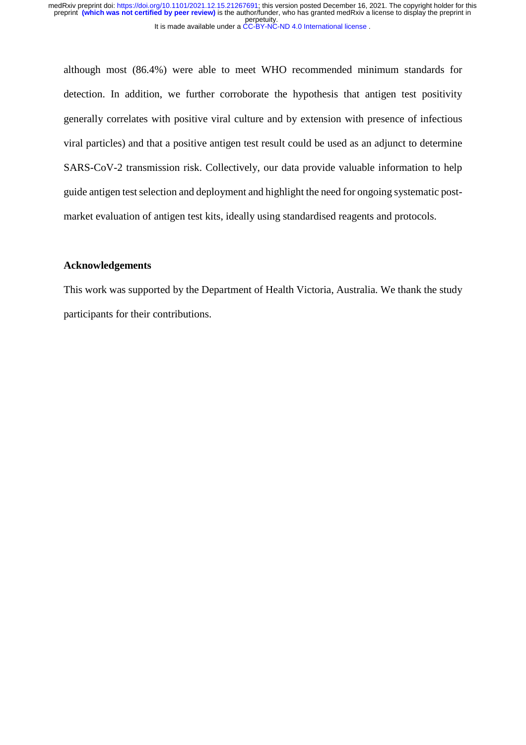although most (86.4%) were able to meet WHO recommended minimum standards for detection. In addition, we further corroborate the hypothesis that antigen test positivity generally correlates with positive viral culture and by extension with presence of infectious viral particles) and that a positive antigen test result could be used as an adjunct to determine SARS-CoV-2 transmission risk. Collectively, our data provide valuable information to help guide antigen test selection and deployment and highlight the need for ongoing systematic post-market evaluation of antigen test kits, ideally using standardised reagents and protocols.

## Acknowledgements

This work was supported by the Department of Health Victoria, Australia. We thank the study participants for their contributions.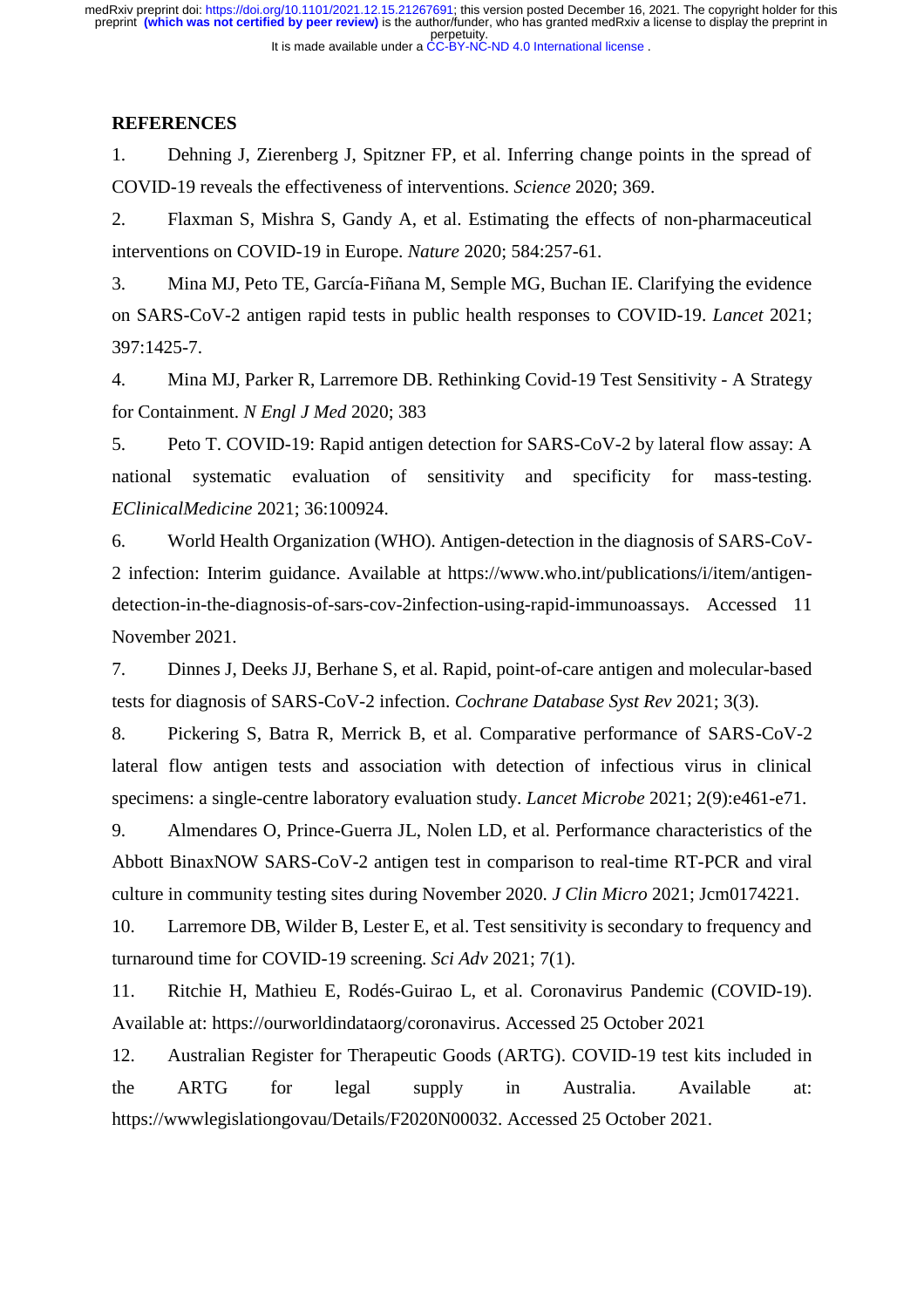## REFERENCES

1. Dehning J, Zierenberg J, Spitzner FP, et al. Inferring change points in the spread of COVID-19 reveals the effectiveness of interventions. *Science* 2020; 369.

2. Flaxman S, Mishra S, Gandy A, et al. Estimating the effects of non-pharmaceutical interventions on COVID-19 in Europe. *Nature* 2020; 584:257-61.

3. Mina MJ, Peto TE, García-Fiñana M, Semple MG, Buchan IE. Clarifying the evidence on SARS-CoV-2 antigen rapid tests in public health responses to COVID-19. *Lancet* 2021; 397:1425-7.

4. Mina MJ, Parker R, Larremore DB. Rethinking Covid-19 Test Sensitivity - A Strategy for Containment. *N Engl J Med* 2020; 383

5. Peto T. COVID-19: Rapid antigen detection for SARS-CoV-2 by lateral flow assay: A national systematic evaluation of sensitivity and specificity for mass-testing. *EClinicalMedicine* 2021; 36:100924.

6. World Health Organization (WHO). Antigen-detection in the diagnosis of SARS-CoV-2 infection: Interim guidance. Available at https://www.who.int/publications/i/item/antigen-detection-in-the-diagnosis-of-sars-cov-2infection-using-rapid-immunoassays. Accessed 11 November 2021.

7. Dinnes J, Deeks JJ, Berhane S, et al. Rapid, point-of-care antigen and molecular-based tests for diagnosis of SARS-CoV-2 infection. *Cochrane Database Syst Rev* 2021; 3(3).

8. Pickering S, Batra R, Merrick B, et al. Comparative performance of SARS-CoV-2 lateral flow antigen tests and association with detection of infectious virus in clinical specimens: a single-centre laboratory evaluation study. *Lancet Microbe* 2021; 2(9):e461-e71.

9. Almendares O, Prince-Guerra JL, Nolen LD, et al. Performance characteristics of the Abbott BinaxNOW SARS-CoV-2 antigen test in comparison to real-time RT-PCR and viral culture in community testing sites during November 2020. *J Clin Micro* 2021; Jcm0174221.

10. Larremore DB, Wilder B, Lester E, et al. Test sensitivity is secondary to frequency and turnaround time for COVID-19 screening. *Sci Adv* 2021; 7(1).

11. Ritchie H, Mathieu E, Rodés-Guirao L, et al. Coronavirus Pandemic (COVID-19). Available at: https://ourworldindataorg/coronavirus. Accessed 25 October 2021

12. Australian Register for Therapeutic Goods (ARTG). COVID-19 test kits included in the ARTG for legal supply in Australia. Available at: https://wwwlegislationgovau/Details/F2020N00032. Accessed 25 October 2021.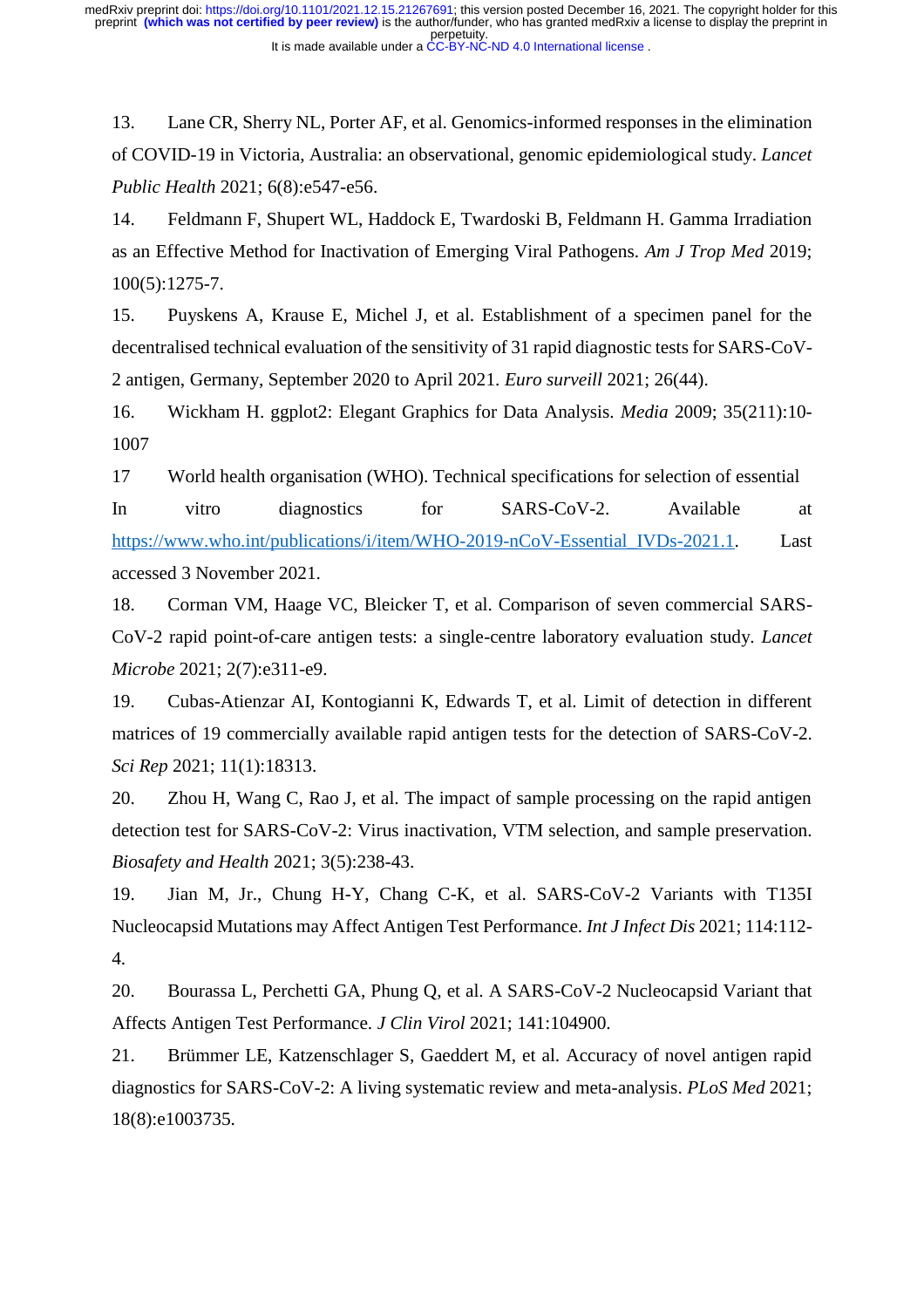13. Lane CR, Sherry NL, Porter AF, et al. Genomics-informed responses in the elimination of COVID-19 in Victoria, Australia: an observational, genomic epidemiological study. *Lancet Public Health* 2021; 6(8):e547-e56.

14. Feldmann F, Shupert WL, Haddock E, Twardoski B, Feldmann H. Gamma Irradiation as an Effective Method for Inactivation of Emerging Viral Pathogens. *Am J Trop Med* 2019; 100(5):1275-7.

15. Puyskens A, Krause E, Michel J, et al. Establishment of a specimen panel for the decentralised technical evaluation of the sensitivity of 31 rapid diagnostic tests for SARS-CoV-2 antigen, Germany, September 2020 to April 2021. *Euro surveill* 2021; 26(44).

16. Wickham H. ggplot2: Elegant Graphics for Data Analysis. *Media* 2009; 35(211):10-1007

17 World health organisation (WHO). Technical specifications for selection of essential In vitro diagnostics for SARS-CoV-2. Available at https://www.who.int/publications/i/item/WHO-2019-nCoV-Essential_IVDs-2021.1. Last accessed 3 November 2021.

18. Corman VM, Haage VC, Bleicker T, et al. Comparison of seven commercial SARS-CoV-2 rapid point-of-care antigen tests: a single-centre laboratory evaluation study. *Lancet Microbe* 2021; 2(7):e311-e9.

19. Cubas-Atienzar AI, Kontogianni K, Edwards T, et al. Limit of detection in different matrices of 19 commercially available rapid antigen tests for the detection of SARS-CoV-2. *Sci Rep* 2021; 11(1):18313.

20. Zhou H, Wang C, Rao J, et al. The impact of sample processing on the rapid antigen detection test for SARS-CoV-2: Virus inactivation, VTM selection, and sample preservation. *Biosafety and Health* 2021; 3(5):238-43.

19. Jian M, Jr., Chung H-Y, Chang C-K, et al. SARS-CoV-2 Variants with T135I Nucleocapsid Mutations may Affect Antigen Test Performance. *Int J Infect Dis* 2021; 114:112-4.

20. Bourassa L, Perchetti GA, Phung Q, et al. A SARS-CoV-2 Nucleocapsid Variant that Affects Antigen Test Performance. *J Clin Virol* 2021; 141:104900.

21. Brümmer LE, Katzenschlager S, Gaeddert M, et al. Accuracy of novel antigen rapid diagnostics for SARS-CoV-2: A living systematic review and meta-analysis. *PLoS Med* 2021; 18(8):e1003735.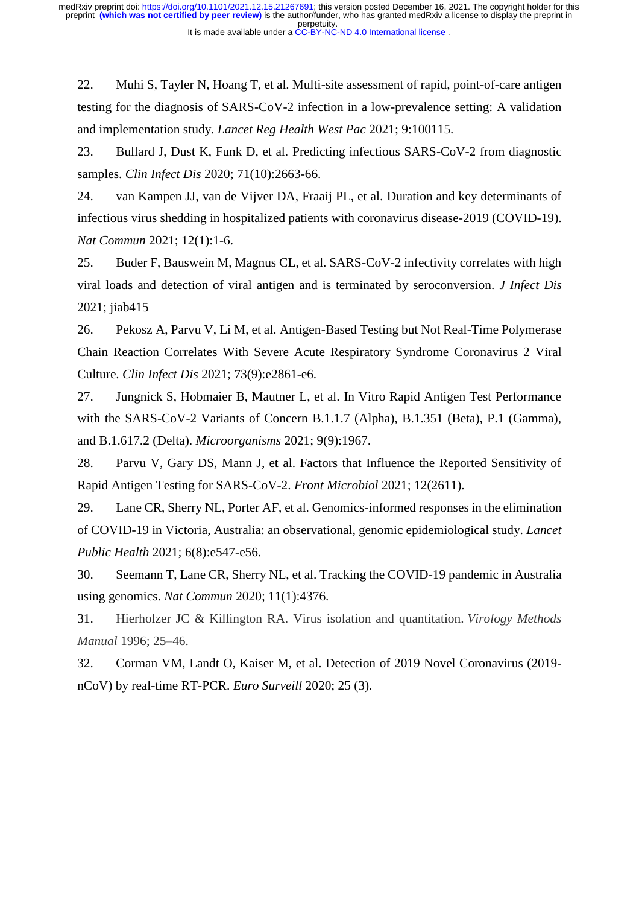22. Muhi S, Tayler N, Hoang T, et al. Multi-site assessment of rapid, point-of-care antigen testing for the diagnosis of SARS-CoV-2 infection in a low-prevalence setting: A validation and implementation study. *Lancet Reg Health West Pac* 2021; 9:100115.

23. Bullard J, Dust K, Funk D, et al. Predicting infectious SARS-CoV-2 from diagnostic samples. *Clin Infect Dis* 2020; 71(10):2663-66.

24. van Kampen JJ, van de Vijver DA, Fraaij PL, et al. Duration and key determinants of infectious virus shedding in hospitalized patients with coronavirus disease-2019 (COVID-19). *Nat Commun* 2021; 12(1):1-6.

25. Buder F, Bauswein M, Magnus CL, et al. SARS-CoV-2 infectivity correlates with high viral loads and detection of viral antigen and is terminated by seroconversion. *J Infect Dis* 2021; jiab415

26. Pekosz A, Parvu V, Li M, et al. Antigen-Based Testing but Not Real-Time Polymerase Chain Reaction Correlates With Severe Acute Respiratory Syndrome Coronavirus 2 Viral Culture. *Clin Infect Dis* 2021; 73(9):e2861-e6.

27. Jungnick S, Hobmaier B, Mautner L, et al. In Vitro Rapid Antigen Test Performance with the SARS-CoV-2 Variants of Concern B.1.1.7 (Alpha), B.1.351 (Beta), P.1 (Gamma), and B.1.617.2 (Delta). *Microorganisms* 2021; 9(9):1967.

28. Parvu V, Gary DS, Mann J, et al. Factors that Influence the Reported Sensitivity of Rapid Antigen Testing for SARS-CoV-2. *Front Microbiol* 2021; 12(2611).

29. Lane CR, Sherry NL, Porter AF, et al. Genomics-informed responses in the elimination of COVID-19 in Victoria, Australia: an observational, genomic epidemiological study. *Lancet Public Health* 2021; 6(8):e547-e56.

30. Seemann T, Lane CR, Sherry NL, et al. Tracking the COVID-19 pandemic in Australia using genomics. *Nat Commun* 2020; 11(1):4376.

31. Hierholzer JC & Killington RA. Virus isolation and quantitation. *Virology Methods Manual* 1996; 25–46.

32. Corman VM, Landt O, Kaiser M, et al. Detection of 2019 Novel Coronavirus (2019-nCoV) by real-time RT-PCR. *Euro Surveill* 2020; 25 (3).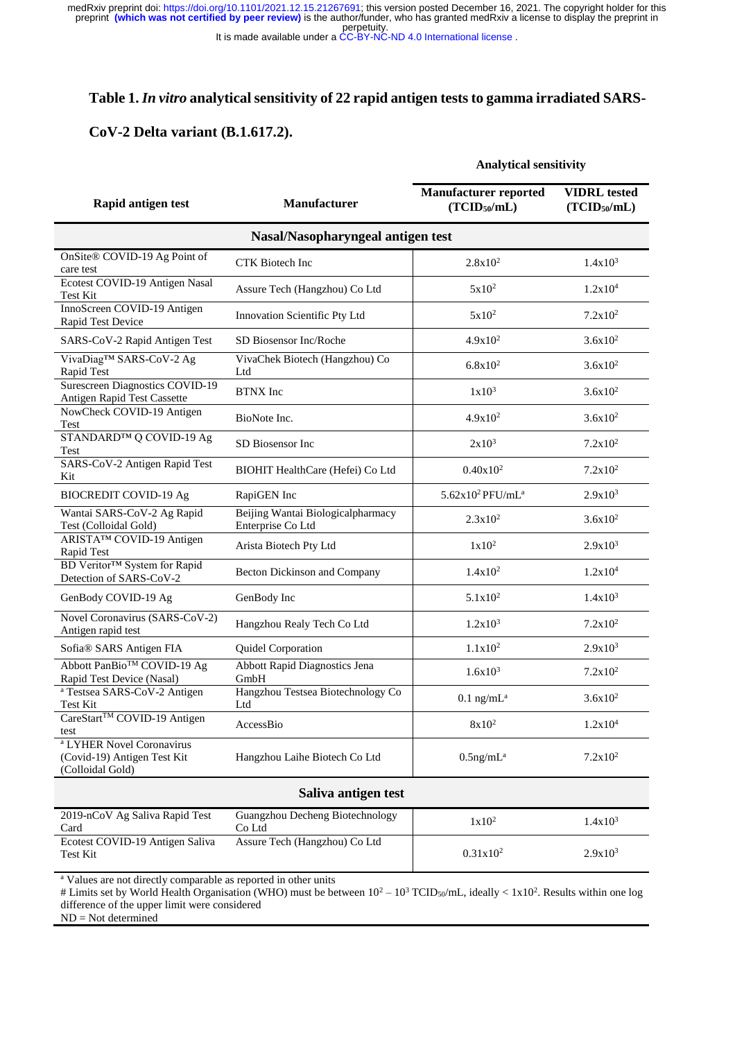**Table 1.** ***In vitro*** **analytical sensitivity of 22 rapid antigen tests to gamma irradiated SARS-CoV-2 Delta variant (B.1.617.2).**

| Rapid antigen test | Manufacturer | Analytical sensitivity | |
|---|---|---|---|
| | | **Manufacturer reported ($TCID_{50}$/mL)** | **VIDRL tested ($TCID_{50}$/mL)** |
| **Nasal/Nasopharyngeal antigen test** | | | |
| OnSite® COVID-19 Ag Point of care test | CTK Biotech Inc | $2.8 \times 10^{2}$ | $1.4 \times 10^{3}$ |
| Ecotest COVID-19 Antigen Nasal Test Kit | Assure Tech (Hangzhou) Co Ltd | $5 \times 10^{2}$ | $1.2 \times 10^{4}$ |
| InnoScreen COVID-19 Antigen Rapid Test Device | Innovation Scientific Pty Ltd | $5 \times 10^{2}$ | $7.2 \times 10^{2}$ |
| SARS-CoV-2 Rapid Antigen Test | SD Biosensor Inc/Roche | $4.9 \times 10^{2}$ | $3.6 \times 10^{2}$ |
| VivaDiag™ SARS-CoV-2 Ag Rapid Test | VivaChek Biotech (Hangzhou) Co Ltd | $6.8 \times 10^{2}$ | $3.6 \times 10^{2}$ |
| Surescreen Diagnostics COVID-19 Antigen Rapid Test Cassette | BTNX Inc | $1 \times 10^{3}$ | $3.6 \times 10^{2}$ |
| NowCheck COVID-19 Antigen Test | BioNote Inc. | $4.9 \times 10^{2}$ | $3.6 \times 10^{2}$ |
| STANDARD™ Q COVID-19 Ag Test | SD Biosensor Inc | $2 \times 10^{3}$ | $7.2 \times 10^{2}$ |
| SARS-CoV-2 Antigen Rapid Test Kit | BIOHIT HealthCare (Hefei) Co Ltd | $0.40 \times 10^{2}$ | $7.2 \times 10^{2}$ |
| BIOCREDIT COVID-19 Ag | RapiGEN Inc | $5.62 \times 10^{2}$ PFU/mL[a] | $2.9 \times 10^{3}$ |
| Wantai SARS-CoV-2 Ag Rapid Test (Colloidal Gold) | Beijing Wantai Biologicalpharmacy Enterprise Co Ltd | $2.3 \times 10^{2}$ | $3.6 \times 10^{2}$ |
| ARISTA™ COVID-19 Antigen Rapid Test | Arista Biotech Pty Ltd | $1 \times 10^{2}$ | $2.9 \times 10^{3}$ |
| BD Veritor™ System for Rapid Detection of SARS-CoV-2 | Becton Dickinson and Company | $1.4 \times 10^{2}$ | $1.2 \times 10^{4}$ |
| GenBody COVID-19 Ag | GenBody Inc | $5.1 \times 10^{2}$ | $1.4 \times 10^{3}$ |
| Novel Coronavirus (SARS-CoV-2) Antigen rapid test | Hangzhou Realy Tech Co Ltd | $1.2 \times 10^{3}$ | $7.2 \times 10^{2}$ |
| Sofia® SARS Antigen FIA | Quidel Corporation | $1.1 \times 10^{2}$ | $2.9 \times 10^{3}$ |
| Abbott PanBio™ COVID-19 Ag Rapid Test Device (Nasal) | Abbott Rapid Diagnostics Jena GmbH | $1.6 \times 10^{3}$ | $7.2 \times 10^{2}$ |
| [a] Testsea SARS-CoV-2 Antigen Test Kit | Hangzhou Testsea Biotechnology Co Ltd | 0.1 ng/mL[a] | $3.6 \times 10^{2}$ |
| CareStart™ COVID-19 Antigen test | AccessBio | $8 \times 10^{2}$ | $1.2 \times 10^{4}$ |
| [a] LYHER Novel Coronavirus (Covid-19) Antigen Test Kit (Colloidal Gold) | Hangzhou Laihe Biotech Co Ltd | 0.5ng/mL[a] | $7.2 \times 10^{2}$ |
| **Saliva antigen test** | | | |
| 2019-nCoV Ag Saliva Rapid Test Card | Guangzhou Decheng Biotechnology Co Ltd | $1 \times 10^{2}$ | $1.4 \times 10^{3}$ |
| Ecotest COVID-19 Antigen Saliva Test Kit | Assure Tech (Hangzhou) Co Ltd | $0.31 \times 10^{2}$ | $2.9 \times 10^{3}$ |

[a] Values are not directly comparable as reported in other units

# Limits set by World Health Organisation (WHO) must be between $10^{2} - 10^{3}$ $TCID_{50}$/mL, ideally < $1 \times 10^{2}$. Results within one log difference of the upper limit were considered

ND = Not determined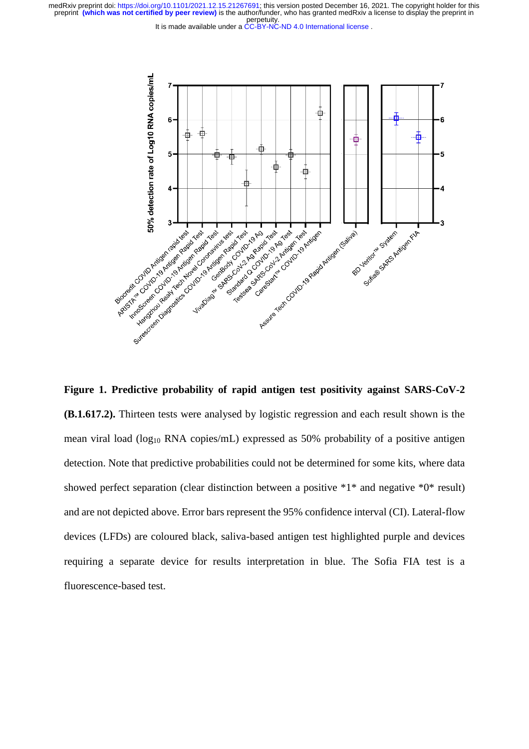**Figure 1. Predictive probability of rapid antigen test positivity against SARS-CoV-2 (B.1.617.2).** Thirteen tests were analysed by logistic regression and each result shown is the mean viral load ($\log_{10}$ RNA copies/mL) expressed as 50% probability of a positive antigen detection. Note that predictive probabilities could not be determined for some kits, where data showed perfect separation (clear distinction between a positive *1* and negative *0* result) and are not depicted above. Error bars represent the 95% confidence interval (CI). Lateral-flow devices (LFDs) are coloured black, saliva-based antigen test highlighted purple and devices requiring a separate device for results interpretation in blue. The Sofia FIA test is a fluorescence-based test.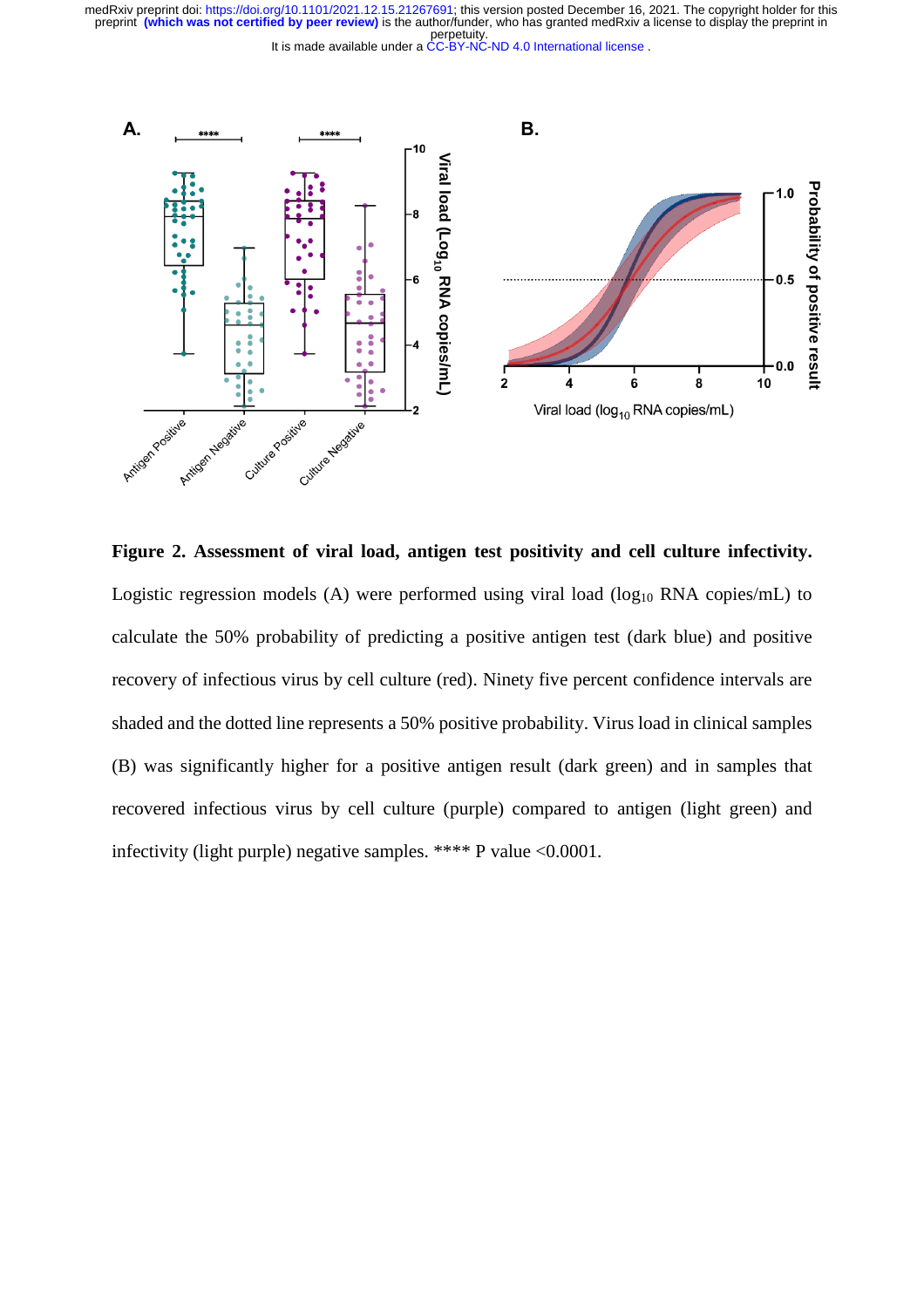**Figure 2. Assessment of viral load, antigen test positivity and cell culture infectivity.** Logistic regression models (A) were performed using viral load ($log_{10}$ RNA copies/mL) to calculate the 50% probability of predicting a positive antigen test (dark blue) and positive recovery of infectious virus by cell culture (red). Ninety five percent confidence intervals are shaded and the dotted line represents a 50% positive probability. Virus load in clinical samples (B) was significantly higher for a positive antigen result (dark green) and in samples that recovered infectious virus by cell culture (purple) compared to antigen (light green) and infectivity (light purple) negative samples. **** P value <0.0001.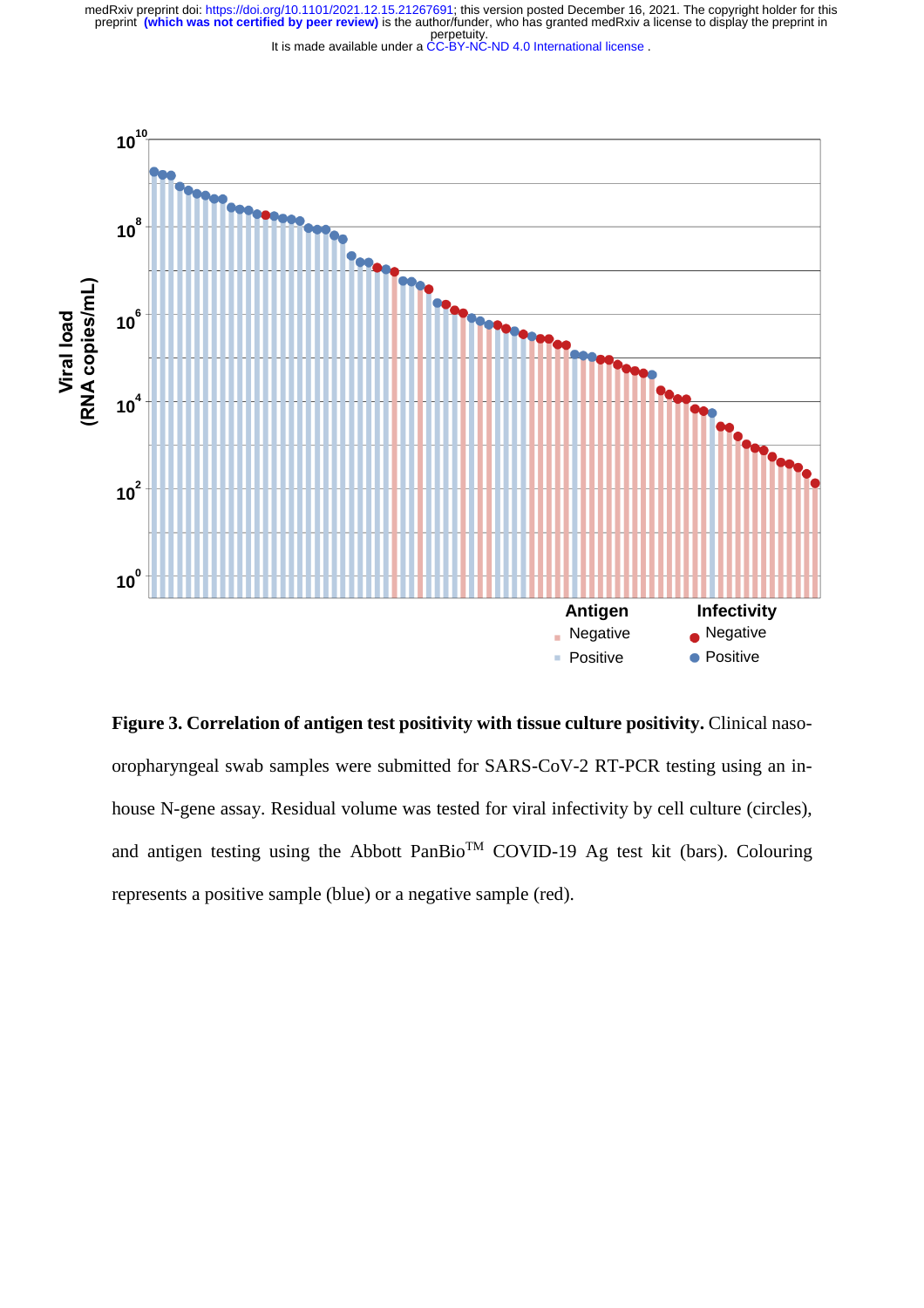$10^{10}$

$10^{8}$

$10^{6}$

$10^{4}$

$10^{2}$

$10^{0}$

Viral load (RNA copies/mL)

Antigen

Negative

Positive

Infectivity

Negative

Positive

**Figure 3. Correlation of antigen test positivity with tissue culture positivity.** Clinical naso-oropharyngeal swab samples were submitted for SARS-CoV-2 RT-PCR testing using an in-house N-gene assay. Residual volume was tested for viral infectivity by cell culture (circles), and antigen testing using the Abbott PanBio™ COVID-19 Ag test kit (bars). Colouring represents a positive sample (blue) or a negative sample (red).